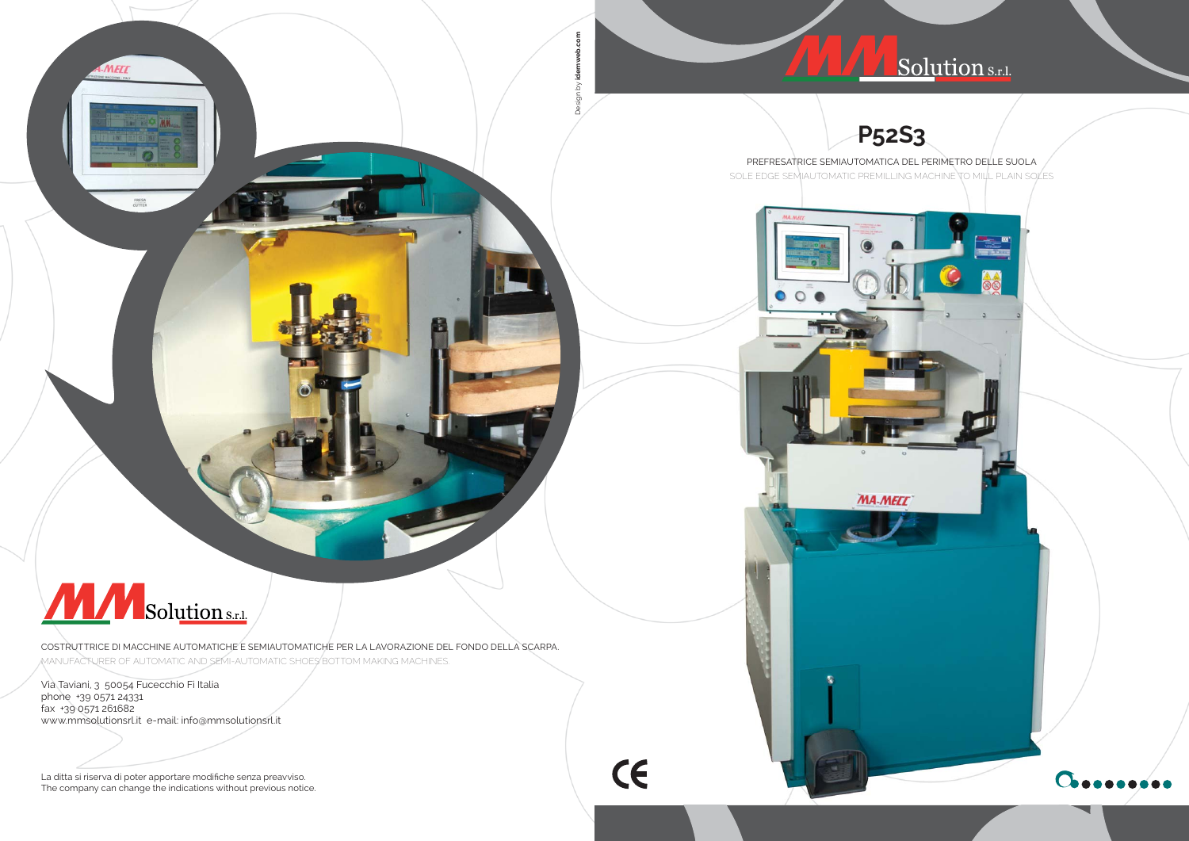# MM Solution s.r.l.

## P52S3

PREFRESATRICE SEMIAUTOMATICA DEL PERIMETRO DELLE SUOLA

SOLE EDGE SEMIAUTOMATIC PREMILLING MACHINE TO MILL PLAIN SOLES

MM Solution s.r.l.

COSTRUTTRICE DI MACCHINE AUTOMATICHE E SEMIAUTOMATICHE PER LA LAVORAZIONE DEL FONDO DELLA SCARPA.

MANUFACTURER OF AUTOMATIC AND SEMI-AUTOMATIC SHOES BOTTOM MAKING MACHINES.

Via Taviani, 3 50054 Fucecchio Fi Italia
phone +39 0571 24331
fax +39 0571 261682
www.mmsolutionsrl.it e-mail: info@mmsolutionsrl.it

La ditta si riserva di poter apportare modifiche senza preavviso.
The company can change the indications without previous notice.

Design by idemweb.com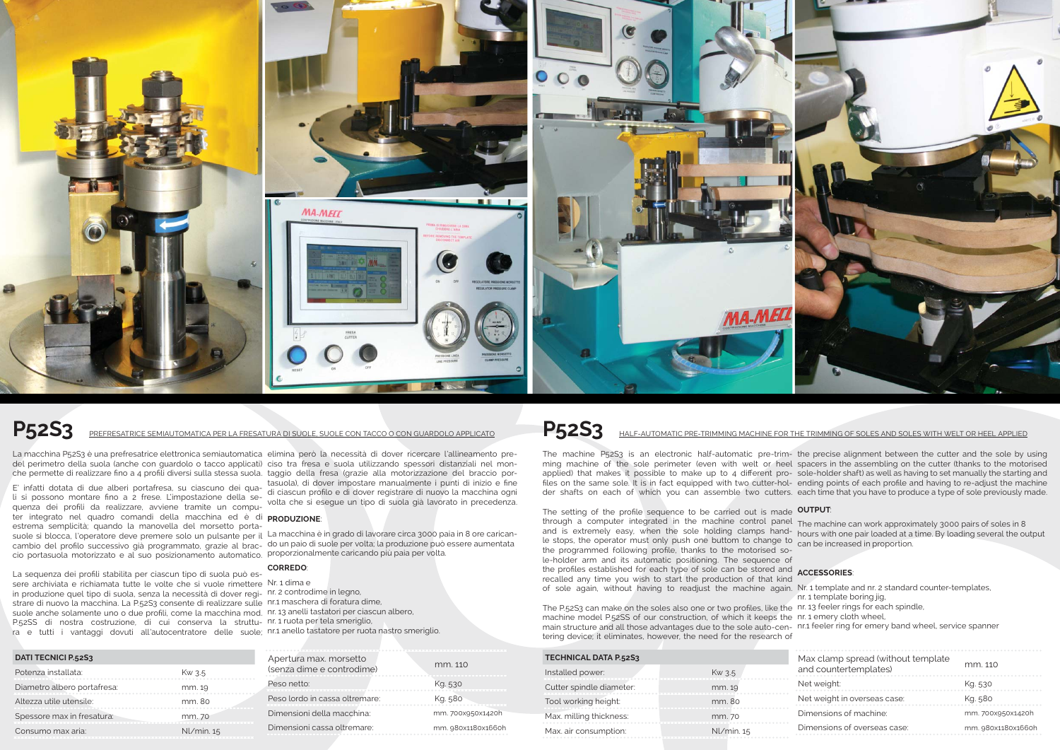# P52S3

PREFRESATRICE SEMIAUTOMATICA PER LA FRESATURA DI SUOLE, SUOLE CON TACCO O CON GUARDOLO APPLICATO

La macchina P52S3 è una prefresatrice elettronica semiautomatica del perimetro della suola (anche con guardolo o tacco applicati) che permette di realizzare fino a 4 profili diversi sulla stessa suola.

E' infatti dotata di due alberi portafresa, su ciascuno dei quali si possono montare fino a 2 frese. L'impostazione della sequenza dei profili da realizzare, avviene tramite un computer integrato nel quadro comandi della macchina ed è di estrema semplicità; quando la manovella del morsetto portasuole si blocca, l'operatore deve premere solo un pulsante per il cambio del profilo successivo già programmato, grazie al braccio portasuola motorizzato e al suo posizionamento automatico.

La sequenza dei profili stabilita per ciascun tipo di suola può essere archiviata e richiamata tutte le volte che si vuole rimettere in produzione quel tipo di suola, senza la necessità di dover registrare di nuovo la macchina. La P52S3 consente di realizzare sulle suole anche solamente uno o due profili, come la macchina mod. P.52SS di nostra costruzione, di cui conserva la struttura e tutti i vantaggi dovuti all'autocentratore delle suole; elimina però la necessità di dover ricercare l'allineamento preciso tra fresa e suola utilizzando spessori distanziali nel montaggio della fresa (grazie alla motorizzazione del braccio portasuola), di dover impostare manualmente i punti di inizio e fine di ciascun profilo e di dover registrare di nuovo la macchina ogni volta che si esegue un tipo di suola già lavorato in precedenza.

**PRODUZIONE**:

La macchina è in grado di lavorare circa 3000 paia in 8 ore caricando un paio di suole per volta; la produzione può essere aumentata proporzionalmente caricando più paia per volta.

**CORREDO**:

Nr. 1 dima e
nr. 2 controdime in legno,
nr.1 maschera di foratura dime,
nr. 13 anelli tastatori per ciascun albero,
nr. 1 ruota per tela smeriglio,
nr.1 anello tastatore per ruota nastro smeriglio.

| DATI TECNICI P.52S3 | |
|---|---|
| Potenza installata: | Kw 3.5 |
| Diametro albero portafresa: | mm. 19 |
| Altezza utile utensile: | mm. 80 |
| Spessore max in fresatura: | mm. 70 |
| Consumo max aria: | Nl/min. 15 |
| Apertura max. morsetto (senza dime e controdime) | mm. 110 |
| Peso netto: | Kg. 530 |
| Peso lordo in cassa oltremare: | Kg. 580 |
| Dimensioni della macchina: | mm. 700x950x1420h |
| Dimensioni cassa oltremare: | mm. 980x1180x1660h |

# P52S3

HALF-AUTOMATIC PRE-TRIMMING MACHINE FOR THE TRIMMING OF SOLES AND SOLES WITH WELT OR HEEL APPLIED

The machine P52S3 is an electronic half-automatic pre-trimming machine of the sole perimeter (even with welt or heel applied) that makes it possible to make up to 4 different profiles on the same sole. It is in fact equipped with two cutter-holder shafts on each of which you can assemble two cutters.

The setting of the profile sequence to be carried out is made through a computer integrated in the machine control panel and is extremely easy. when the sole holding clamps handle stops, the operator must only push one buttom to change to the programmed following profile, thanks to the motorised sole-holder arm and its automatic positioning. The sequence of the profiles established for each type of sole can be stored and recalled any time you wish to start the production of that kind of sole again, without having to readjust the machine again.

The P.52S3 can make on the soles also one or two profiles, like the machine model P.52SS of our construction, of which it keeps the main structure and all those advantages due to the sole auto-centering device; it eliminates, however, the need for the research of the precise alignment between the cutter and the sole by using spacers in the assembling on the cutter (thanks to the motorised sole-holder shaft) as well as having to set manually the starting and ending points of each profile and having to re-adjust the machine each time that you have to produce a type of sole previously made.

**OUTPUT**:

The machine can work approximately 3000 pairs of soles in 8 hours with one pair loaded at a time. By loading several the output can be increased in proportion.

**ACCESSORIES**:

Nr. 1 template and nr. 2 standard counter-templates,
nr. 1 template boring jig,
nr. 13 feeler rings for each spindle,
nr. 1 emery cloth wheel,
nr.1 feeler ring for emery band wheel, service spanner

| TECHNICAL DATA P.52S3 | |
|---|---|
| Installed power: | Kw 3.5 |
| Cutter spindle diameter: | mm. 19 |
| Tool working height: | mm. 80 |
| Max. milling thickness: | mm. 70 |
| Max. air consumption: | Nl/min. 15 |
| Max clamp spread (without template and countertemplates) | mm. 110 |
| Net weight: | Kg. 530 |
| Net weight in overseas case: | Kg. 580 |
| Dimensions of machine: | mm. 700x950x1420h |
| Dimensions of overseas case: | mm. 980x1180x1660h |